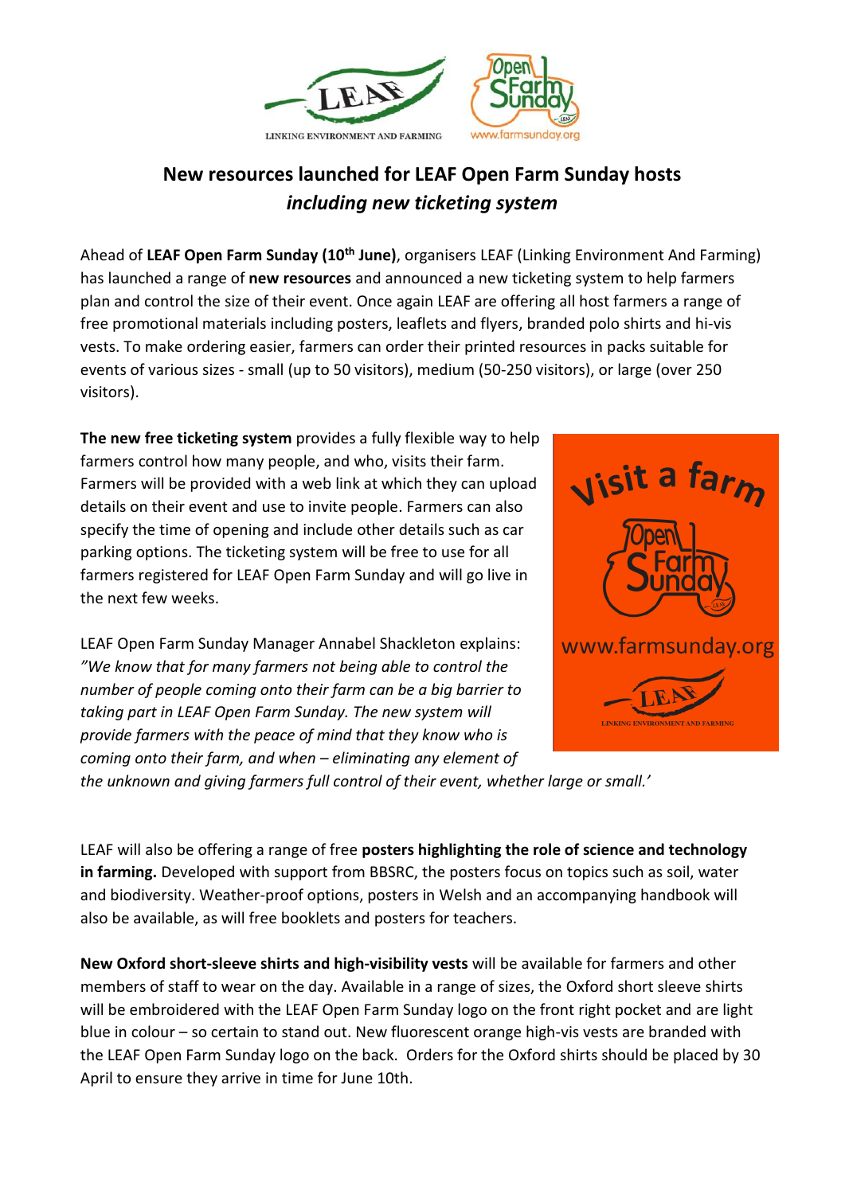# New resources launched for LEAF Open Farm Sunday hosts
## *including new ticketing system*

Ahead of **LEAF Open Farm Sunday (10th June)**, organisers LEAF (Linking Environment And Farming) has launched a range of **new resources** and announced a new ticketing system to help farmers plan and control the size of their event. Once again LEAF are offering all host farmers a range of free promotional materials including posters, leaflets and flyers, branded polo shirts and hi-vis vests. To make ordering easier, farmers can order their printed resources in packs suitable for events of various sizes - small (up to 50 visitors), medium (50-250 visitors), or large (over 250 visitors).

**The new free ticketing system** provides a fully flexible way to help farmers control how many people, and who, visits their farm. Farmers will be provided with a web link at which they can upload details on their event and use to invite people. Farmers can also specify the time of opening and include other details such as car parking options. The ticketing system will be free to use for all farmers registered for LEAF Open Farm Sunday and will go live in the next few weeks.

LEAF Open Farm Sunday Manager Annabel Shackleton explains: *"We know that for many farmers not being able to control the number of people coming onto their farm can be a big barrier to taking part in LEAF Open Farm Sunday. The new system will provide farmers with the peace of mind that they know who is coming onto their farm, and when – eliminating any element of the unknown and giving farmers full control of their event, whether large or small.'*

LEAF will also be offering a range of free **posters highlighting the role of science and technology in farming.** Developed with support from BBSRC, the posters focus on topics such as soil, water and biodiversity. Weather-proof options, posters in Welsh and an accompanying handbook will also be available, as will free booklets and posters for teachers.

**New Oxford short-sleeve shirts and high-visibility vests** will be available for farmers and other members of staff to wear on the day. Available in a range of sizes, the Oxford short sleeve shirts will be embroidered with the LEAF Open Farm Sunday logo on the front right pocket and are light blue in colour – so certain to stand out. New fluorescent orange high-vis vests are branded with the LEAF Open Farm Sunday logo on the back. Orders for the Oxford shirts should be placed by 30 April to ensure they arrive in time for June 10th.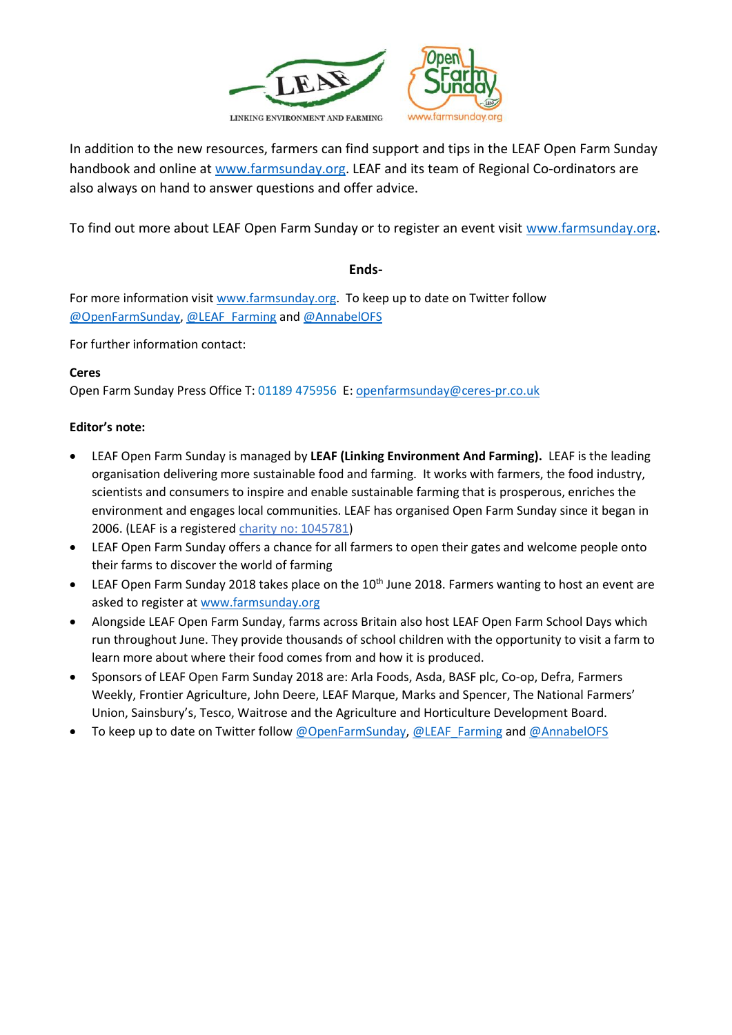In addition to the new resources, farmers can find support and tips in the LEAF Open Farm Sunday handbook and online at www.farmsunday.org. LEAF and its team of Regional Co-ordinators are also always on hand to answer questions and offer advice.

To find out more about LEAF Open Farm Sunday or to register an event visit www.farmsunday.org.

**Ends-**

For more information visit www.farmsunday.org. To keep up to date on Twitter follow @OpenFarmSunday, @LEAF_Farming and @AnnabelOFS

For further information contact:

**Ceres**
Open Farm Sunday Press Office T: 01189 475956 E: openfarmsunday@ceres-pr.co.uk

**Editor's note:**

- LEAF Open Farm Sunday is managed by **LEAF (Linking Environment And Farming).** LEAF is the leading organisation delivering more sustainable food and farming. It works with farmers, the food industry, scientists and consumers to inspire and enable sustainable farming that is prosperous, enriches the environment and engages local communities. LEAF has organised Open Farm Sunday since it began in 2006. (LEAF is a registered charity no: 1045781)
- LEAF Open Farm Sunday offers a chance for all farmers to open their gates and welcome people onto their farms to discover the world of farming
- LEAF Open Farm Sunday 2018 takes place on the 10th June 2018. Farmers wanting to host an event are asked to register at www.farmsunday.org
- Alongside LEAF Open Farm Sunday, farms across Britain also host LEAF Open Farm School Days which run throughout June. They provide thousands of school children with the opportunity to visit a farm to learn more about where their food comes from and how it is produced.
- Sponsors of LEAF Open Farm Sunday 2018 are: Arla Foods, Asda, BASF plc, Co-op, Defra, Farmers Weekly, Frontier Agriculture, John Deere, LEAF Marque, Marks and Spencer, The National Farmers' Union, Sainsbury's, Tesco, Waitrose and the Agriculture and Horticulture Development Board.
- To keep up to date on Twitter follow @OpenFarmSunday, @LEAF_Farming and @AnnabelOFS